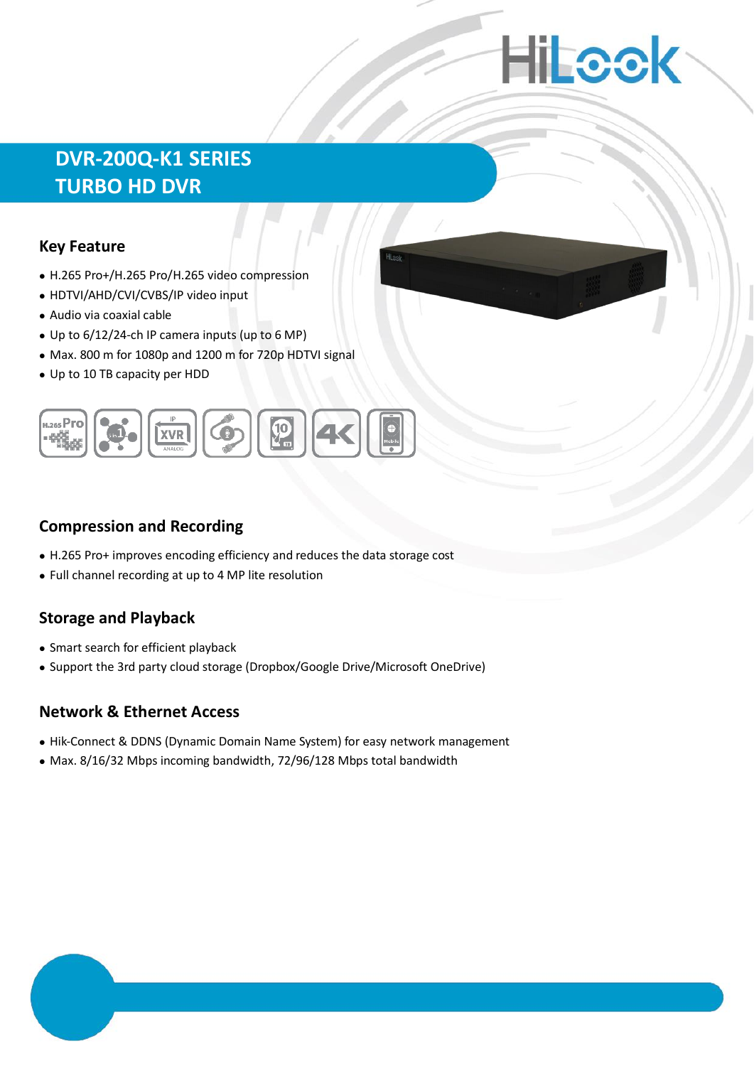# DVR-200Q-K1 SERIES
# TURBO HD DVR

## Key Feature

- H.265 Pro+/H.265 Pro/H.265 video compression
- HDTVI/AHD/CVI/CVBS/IP video input
- Audio via coaxial cable
- Up to 6/12/24-ch IP camera inputs (up to 6 MP)
- Max. 800 m for 1080p and 1200 m for 720p HDTVI signal
- Up to 10 TB capacity per HDD

## Compression and Recording

- H.265 Pro+ improves encoding efficiency and reduces the data storage cost
- Full channel recording at up to 4 MP lite resolution

## Storage and Playback

- Smart search for efficient playback
- Support the 3rd party cloud storage (Dropbox/Google Drive/Microsoft OneDrive)

## Network & Ethernet Access

- Hik-Connect & DDNS (Dynamic Domain Name System) for easy network management
- Max. 8/16/32 Mbps incoming bandwidth, 72/96/128 Mbps total bandwidth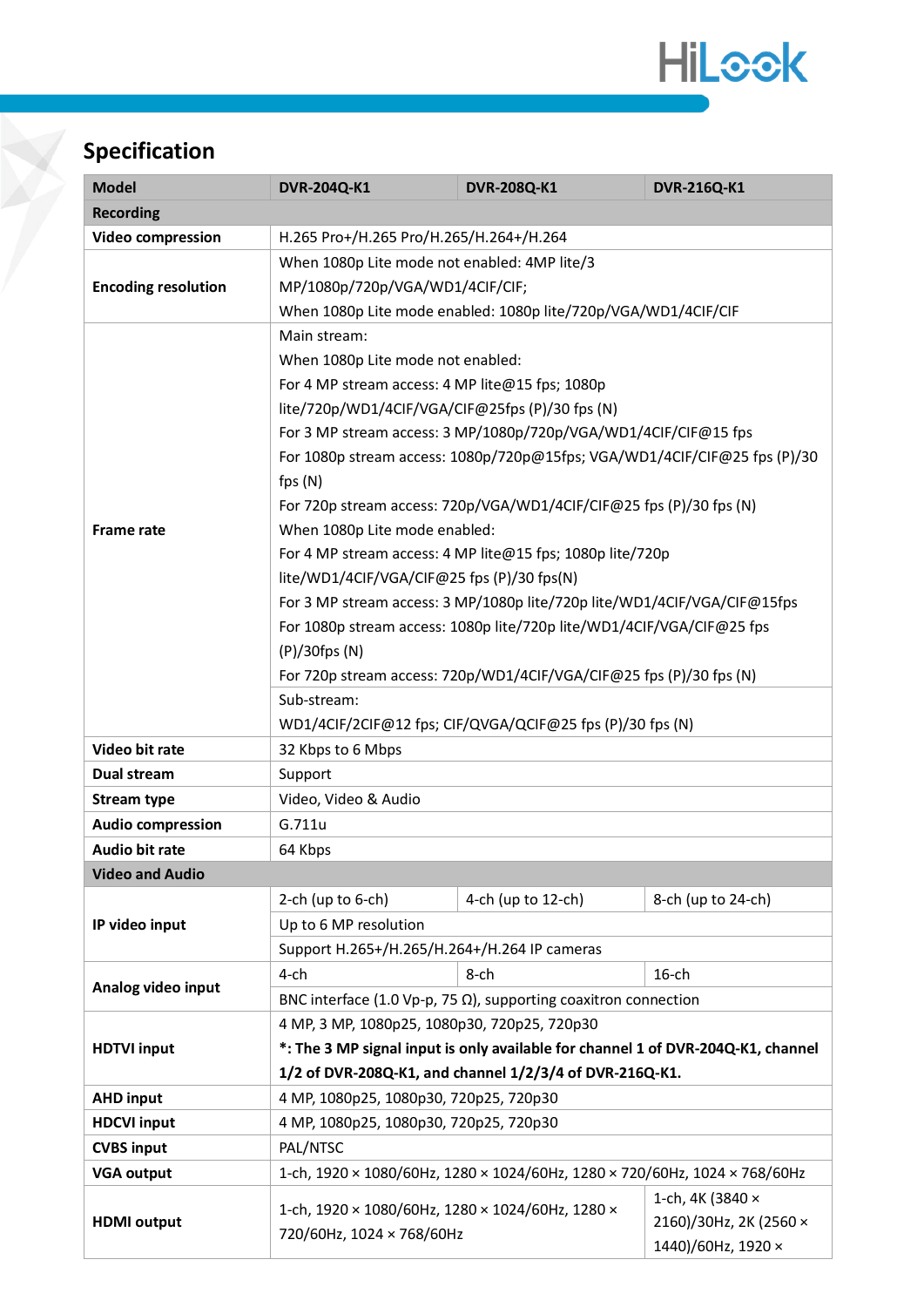## Specification

| Model | DVR-204Q-K1 | DVR-208Q-K1 | DVR-216Q-K1 |
|---|---|---|---|
| **Recording** | | | |
| **Video compression** | H.265 Pro+/H.265 Pro/H.265/H.264+/H.264 | | |
| **Encoding resolution** | When 1080p Lite mode not enabled: 4MP lite/3 MP/1080p/720p/VGA/WD1/4CIF/CIF;<br>When 1080p Lite mode enabled: 1080p lite/720p/VGA/WD1/4CIF/CIF | | |
| **Frame rate** | Main stream:<br>When 1080p Lite mode not enabled:<br>For 4 MP stream access: 4 MP lite@15 fps; 1080p lite/720p/WD1/4CIF/VGA/CIF@25fps (P)/30 fps (N)<br>For 3 MP stream access: 3 MP/1080p/720p/VGA/WD1/4CIF/CIF@15 fps<br>For 1080p stream access: 1080p/720p@15fps; VGA/WD1/4CIF/CIF@25 fps (P)/30 fps (N)<br>For 720p stream access: 720p/VGA/WD1/4CIF/CIF@25 fps (P)/30 fps (N)<br>When 1080p Lite mode enabled:<br>For 4 MP stream access: 4 MP lite@15 fps; 1080p lite/720p lite/WD1/4CIF/VGA/CIF@25 fps (P)/30 fps(N)<br>For 3 MP stream access: 3 MP/1080p lite/720p lite/WD1/4CIF/VGA/CIF@15fps<br>For 1080p stream access: 1080p lite/720p lite/WD1/4CIF/VGA/CIF@25 fps (P)/30fps (N)<br>For 720p stream access: 720p/WD1/4CIF/VGA/CIF@25 fps (P)/30 fps (N) | | |
| | Sub-stream:<br>WD1/4CIF/2CIF@12 fps; CIF/QVGA/QCIF@25 fps (P)/30 fps (N) | | |
| **Video bit rate** | 32 Kbps to 6 Mbps | | |
| **Dual stream** | Support | | |
| **Stream type** | Video, Video & Audio | | |
| **Audio compression** | G.711u | | |
| **Audio bit rate** | 64 Kbps | | |
| **Video and Audio** | | | |
| **IP video input** | 2-ch (up to 6-ch) | 4-ch (up to 12-ch) | 8-ch (up to 24-ch) |
| | Up to 6 MP resolution | | |
| | Support H.265+/H.265/H.264+/H.264 IP cameras | | |
| **Analog video input** | 4-ch | 8-ch | 16-ch |
| | BNC interface (1.0 Vp-p, 75 Ω), supporting coaxitron connection | | |
| **HDTVI input** | 4 MP, 3 MP, 1080p25, 1080p30, 720p25, 720p30<br>**\*: The 3 MP signal input is only available for channel 1 of DVR-204Q-K1, channel 1/2 of DVR-208Q-K1, and channel 1/2/3/4 of DVR-216Q-K1.** | | |
| **AHD input** | 4 MP, 1080p25, 1080p30, 720p25, 720p30 | | |
| **HDCVI input** | 4 MP, 1080p25, 1080p30, 720p25, 720p30 | | |
| **CVBS input** | PAL/NTSC | | |
| **VGA output** | 1-ch, 1920 × 1080/60Hz, 1280 × 1024/60Hz, 1280 × 720/60Hz, 1024 × 768/60Hz | | |
| **HDMI output** | 1-ch, 1920 × 1080/60Hz, 1280 × 1024/60Hz, 1280 × 720/60Hz, 1024 × 768/60Hz | | 1-ch, 4K (3840 × 2160)/30Hz, 2K (2560 × 1440)/60Hz, 1920 × |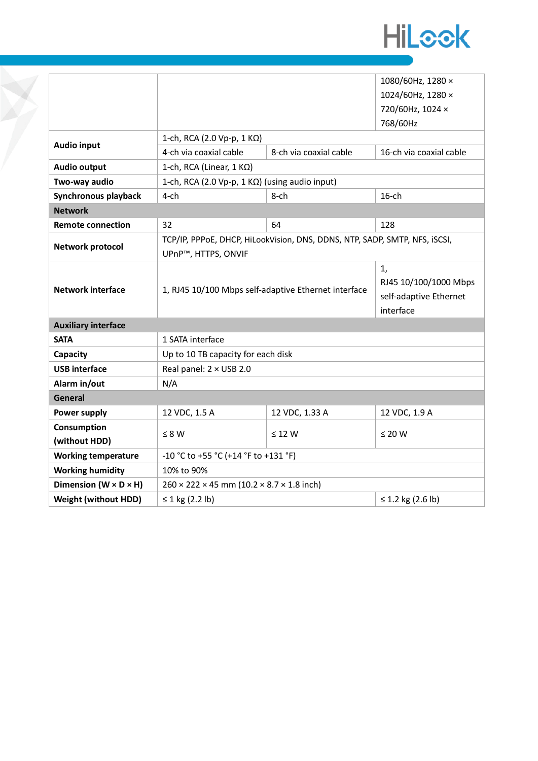| | | | |
|---|---|---|---|
| | | | 1080/60Hz, 1280 × 1024/60Hz, 1280 × 720/60Hz, 1024 × 768/60Hz |
| **Audio input** | 1-ch, RCA (2.0 Vp-p, 1 KΩ) | | |
| | 4-ch via coaxial cable | 8-ch via coaxial cable | 16-ch via coaxial cable |
| **Audio output** | 1-ch, RCA (Linear, 1 KΩ) | | |
| **Two-way audio** | 1-ch, RCA (2.0 Vp-p, 1 KΩ) (using audio input) | | |
| **Synchronous playback** | 4-ch | 8-ch | 16-ch |
| **Network** | | | |
| **Remote connection** | 32 | 64 | 128 |
| **Network protocol** | TCP/IP, PPPoE, DHCP, HiLookVision, DNS, DDNS, NTP, SADP, SMTP, NFS, iSCSI, UPnP™, HTTPS, ONVIF | | |
| **Network interface** | 1, RJ45 10/100 Mbps self-adaptive Ethernet interface | | 1, RJ45 10/100/1000 Mbps self-adaptive Ethernet interface |
| **Auxiliary interface** | | | |
| **SATA** | 1 SATA interface | | |
| **Capacity** | Up to 10 TB capacity for each disk | | |
| **USB interface** | Real panel: 2 × USB 2.0 | | |
| **Alarm in/out** | N/A | | |
| **General** | | | |
| **Power supply** | 12 VDC, 1.5 A | 12 VDC, 1.33 A | 12 VDC, 1.9 A |
| **Consumption (without HDD)** | ≤ 8 W | ≤ 12 W | ≤ 20 W |
| **Working temperature** | -10 °C to +55 °C (+14 °F to +131 °F) | | |
| **Working humidity** | 10% to 90% | | |
| **Dimension (W × D × H)** | 260 × 222 × 45 mm (10.2 × 8.7 × 1.8 inch) | | |
| **Weight (without HDD)** | ≤ 1 kg (2.2 lb) | | ≤ 1.2 kg (2.6 lb) |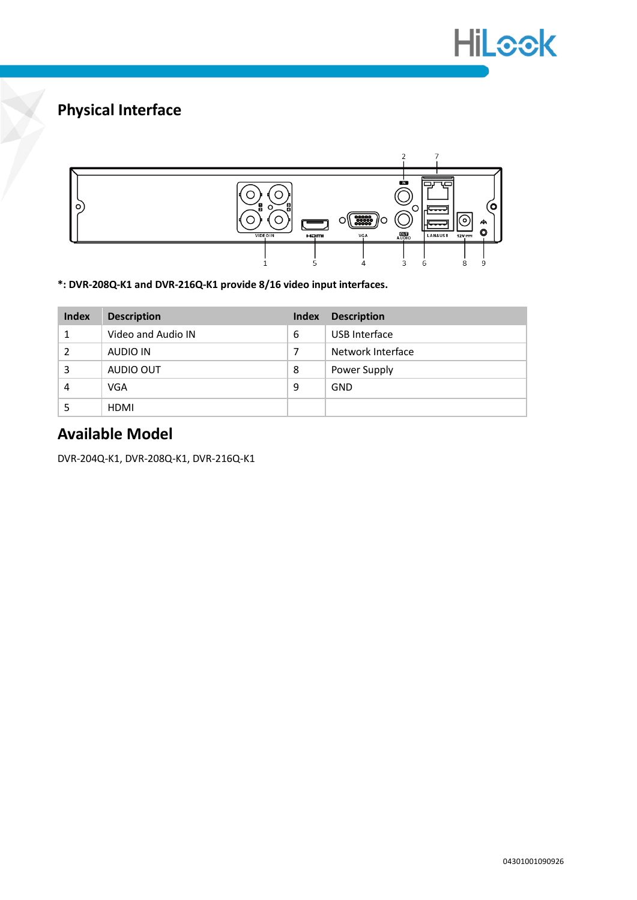## Physical Interface

**\*: DVR-208Q-K1 and DVR-216Q-K1 provide 8/16 video input interfaces.**

| Index | Description | Index | Description |
|---|---|---|---|
| 1 | Video and Audio IN | 6 | USB Interface |
| 2 | AUDIO IN | 7 | Network Interface |
| 3 | AUDIO OUT | 8 | Power Supply |
| 4 | VGA | 9 | GND |
| 5 | HDMI | | |

## Available Model

DVR-204Q-K1, DVR-208Q-K1, DVR-216Q-K1

04301001090926